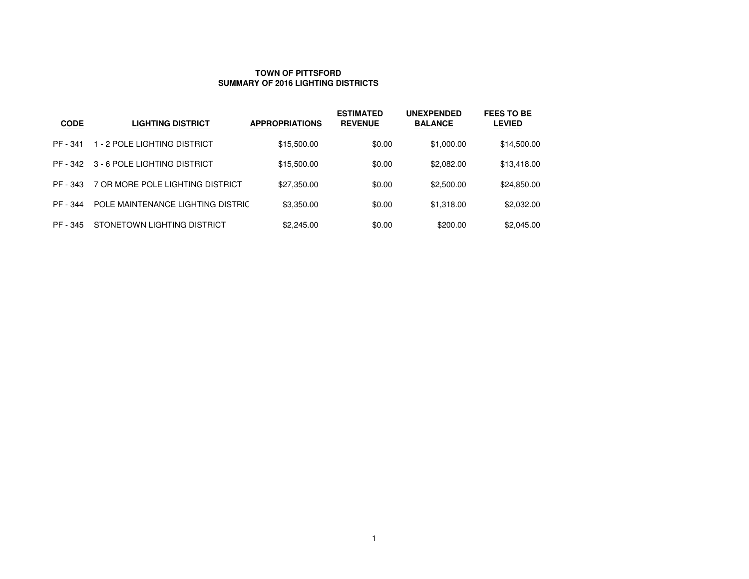# TOWN OF PITTSFORD
## SUMMARY OF 2016 LIGHTING DISTRICTS

| CODE | LIGHTING DISTRICT | APPROPRIATIONS | ESTIMATED REVENUE | UNEXPENDED BALANCE | FEES TO BE LEVIED |
|---|---|---|---|---|---|
| PF - 341 | 1 - 2 POLE LIGHTING DISTRICT | $15,500.00 | $0.00 | $1,000.00 | $14,500.00 |
| PF - 342 | 3 - 6 POLE LIGHTING DISTRICT | $15,500.00 | $0.00 | $2,082.00 | $13,418.00 |
| PF - 343 | 7 OR MORE POLE LIGHTING DISTRICT | $27,350.00 | $0.00 | $2,500.00 | $24,850.00 |
| PF - 344 | POLE MAINTENANCE LIGHTING DISTRIC | $3,350.00 | $0.00 | $1,318.00 | $2,032.00 |
| PF - 345 | STONETOWN LIGHTING DISTRICT | $2,245.00 | $0.00 | $200.00 | $2,045.00 |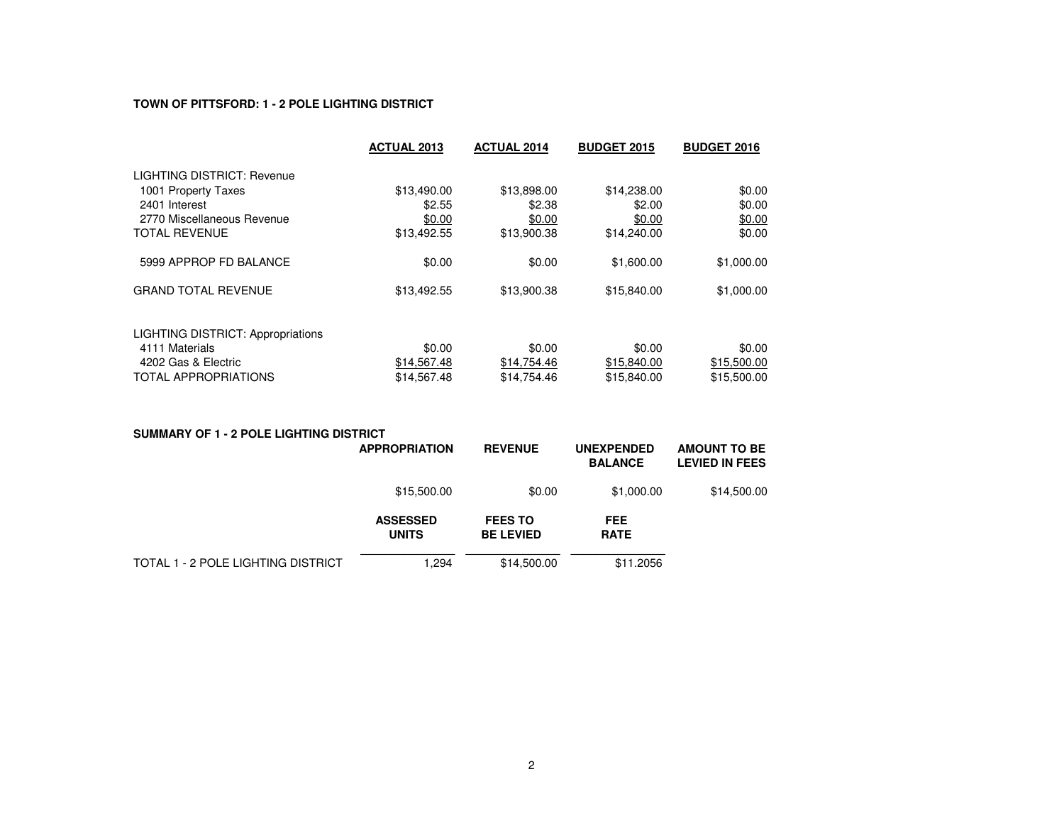**TOWN OF PITTSFORD: 1 - 2 POLE LIGHTING DISTRICT**

| | ACTUAL 2013 | ACTUAL 2014 | BUDGET 2015 | BUDGET 2016 |
|---|---|---|---|---|
| LIGHTING DISTRICT: Revenue | | | | |
| 1001 Property Taxes | $13,490.00 | $13,898.00 | $14,238.00 | $0.00 |
| 2401 Interest | $2.55 | $2.38 | $2.00 | $0.00 |
| 2770 Miscellaneous Revenue | $0.00 | $0.00 | $0.00 | $0.00 |
| TOTAL REVENUE | $13,492.55 | $13,900.38 | $14,240.00 | $0.00 |
| 5999 APPROP FD BALANCE | $0.00 | $0.00 | $1,600.00 | $1,000.00 |
| GRAND TOTAL REVENUE | $13,492.55 | $13,900.38 | $15,840.00 | $1,000.00 |
| LIGHTING DISTRICT: Appropriations | | | | |
| 4111 Materials | $0.00 | $0.00 | $0.00 | $0.00 |
| 4202 Gas & Electric | $14,567.48 | $14,754.46 | $15,840.00 | $15,500.00 |
| TOTAL APPROPRIATIONS | $14,567.48 | $14,754.46 | $15,840.00 | $15,500.00 |

**SUMMARY OF 1 - 2 POLE LIGHTING DISTRICT**

| | APPROPRIATION | REVENUE | UNEXPENDED BALANCE | AMOUNT TO BE LEVIED IN FEES |
|---|---|---|---|---|
| | $15,500.00 | $0.00 | $1,000.00 | $14,500.00 |

| | ASSESSED UNITS | FEES TO BE LEVIED | FEE RATE |
|---|---|---|---|
| TOTAL 1 - 2 POLE LIGHTING DISTRICT | 1,294 | $14,500.00 | $11.2056 |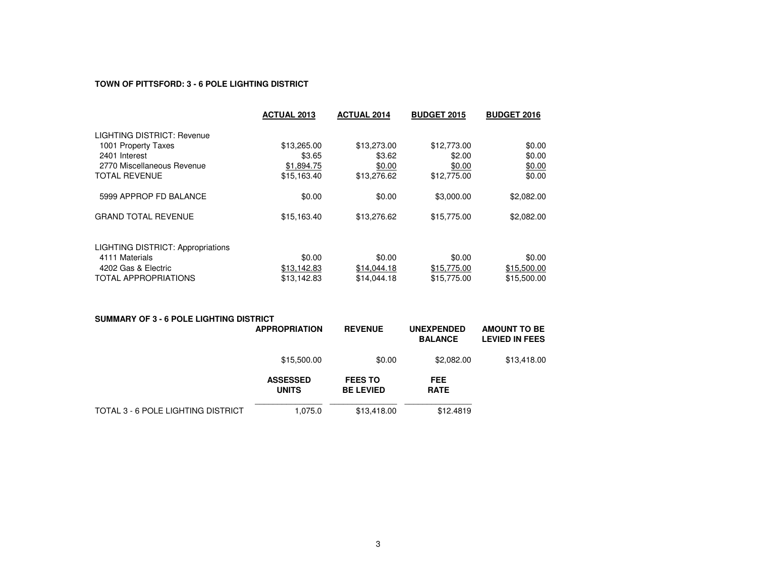**TOWN OF PITTSFORD: 3 - 6 POLE LIGHTING DISTRICT**

| | ACTUAL 2013 | ACTUAL 2014 | BUDGET 2015 | BUDGET 2016 |
|---|---|---|---|---|
| LIGHTING DISTRICT: Revenue | | | | |
| 1001 Property Taxes | $13,265.00 | $13,273.00 | $12,773.00 | $0.00 |
| 2401 Interest | $3.65 | $3.62 | $2.00 | $0.00 |
| 2770 Miscellaneous Revenue | $1,894.75 | $0.00 | $0.00 | $0.00 |
| TOTAL REVENUE | $15,163.40 | $13,276.62 | $12,775.00 | $0.00 |
| 5999 APPROP FD BALANCE | $0.00 | $0.00 | $3,000.00 | $2,082.00 |
| GRAND TOTAL REVENUE | $15,163.40 | $13,276.62 | $15,775.00 | $2,082.00 |
| LIGHTING DISTRICT: Appropriations | | | | |
| 4111 Materials | $0.00 | $0.00 | $0.00 | $0.00 |
| 4202 Gas & Electric | $13,142.83 | $14,044.18 | $15,775.00 | $15,500.00 |
| TOTAL APPROPRIATIONS | $13,142.83 | $14,044.18 | $15,775.00 | $15,500.00 |

**SUMMARY OF 3 - 6 POLE LIGHTING DISTRICT**

| | APPROPRIATION | REVENUE | UNEXPENDED BALANCE | AMOUNT TO BE LEVIED IN FEES |
|---|---|---|---|---|
| | $15,500.00 | $0.00 | $2,082.00 | $13,418.00 |

| | ASSESSED UNITS | FEES TO BE LEVIED | FEE RATE |
|---|---|---|---|
| TOTAL 3 - 6 POLE LIGHTING DISTRICT | 1,075.0 | $13,418.00 | $12.4819 |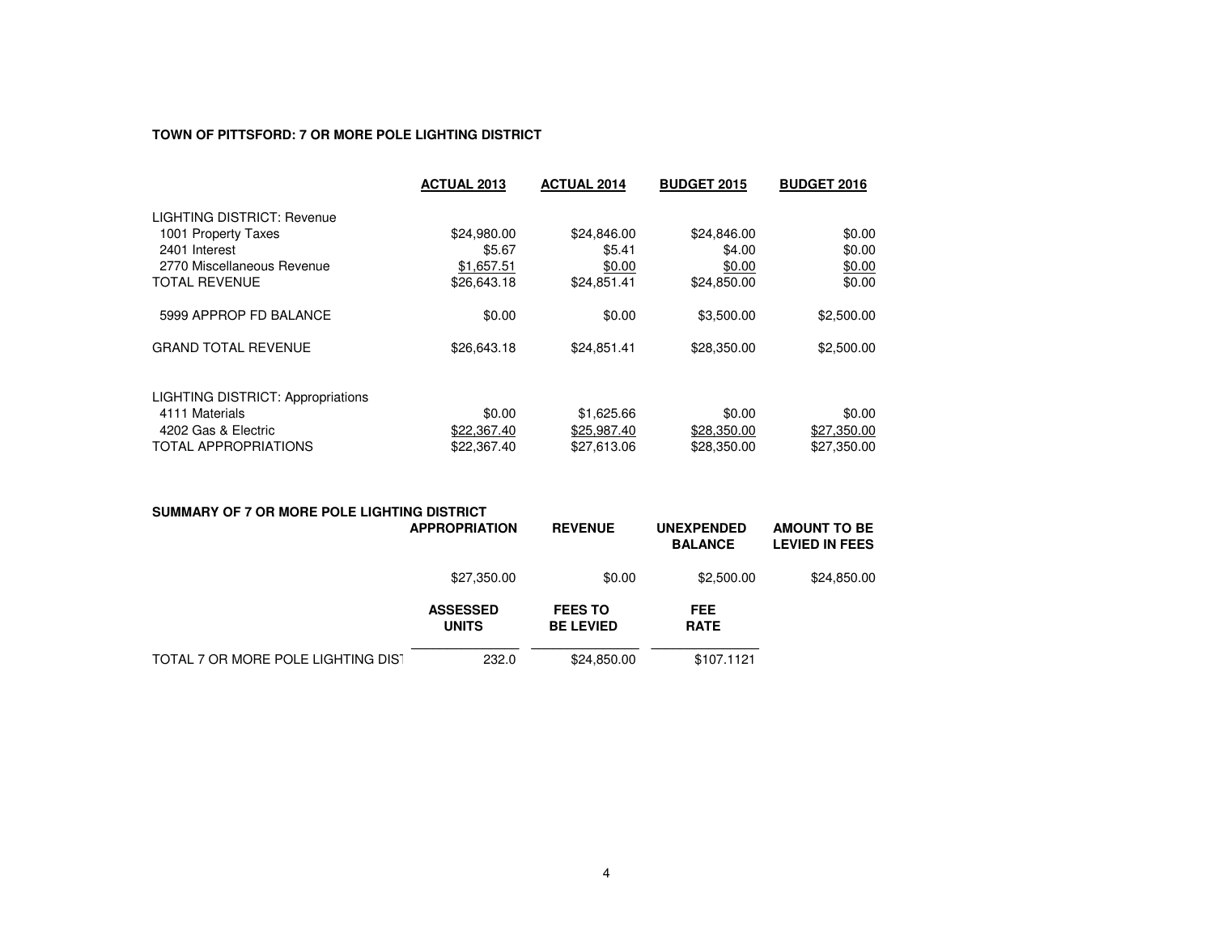**TOWN OF PITTSFORD: 7 OR MORE POLE LIGHTING DISTRICT**

| | ACTUAL 2013 | ACTUAL 2014 | BUDGET 2015 | BUDGET 2016 |
|---|---|---|---|---|
| LIGHTING DISTRICT: Revenue | | | | |
| 1001 Property Taxes | $24,980.00 | $24,846.00 | $24,846.00 | $0.00 |
| 2401 Interest | $5.67 | $5.41 | $4.00 | $0.00 |
| 2770 Miscellaneous Revenue | $1,657.51 | $0.00 | $0.00 | $0.00 |
| TOTAL REVENUE | $26,643.18 | $24,851.41 | $24,850.00 | $0.00 |
| 5999 APPROP FD BALANCE | $0.00 | $0.00 | $3,500.00 | $2,500.00 |
| GRAND TOTAL REVENUE | $26,643.18 | $24,851.41 | $28,350.00 | $2,500.00 |
| LIGHTING DISTRICT: Appropriations | | | | |
| 4111 Materials | $0.00 | $1,625.66 | $0.00 | $0.00 |
| 4202 Gas & Electric | $22,367.40 | $25,987.40 | $28,350.00 | $27,350.00 |
| TOTAL APPROPRIATIONS | $22,367.40 | $27,613.06 | $28,350.00 | $27,350.00 |

**SUMMARY OF 7 OR MORE POLE LIGHTING DISTRICT**

| | APPROPRIATION | REVENUE | UNEXPENDED BALANCE | AMOUNT TO BE LEVIED IN FEES |
|---|---|---|---|---|
| | $27,350.00 | $0.00 | $2,500.00 | $24,850.00 |

| | ASSESSED UNITS | FEES TO BE LEVIED | FEE RATE |
|---|---|---|---|
| TOTAL 7 OR MORE POLE LIGHTING DIST | 232.0 | $24,850.00 | $107.1121 |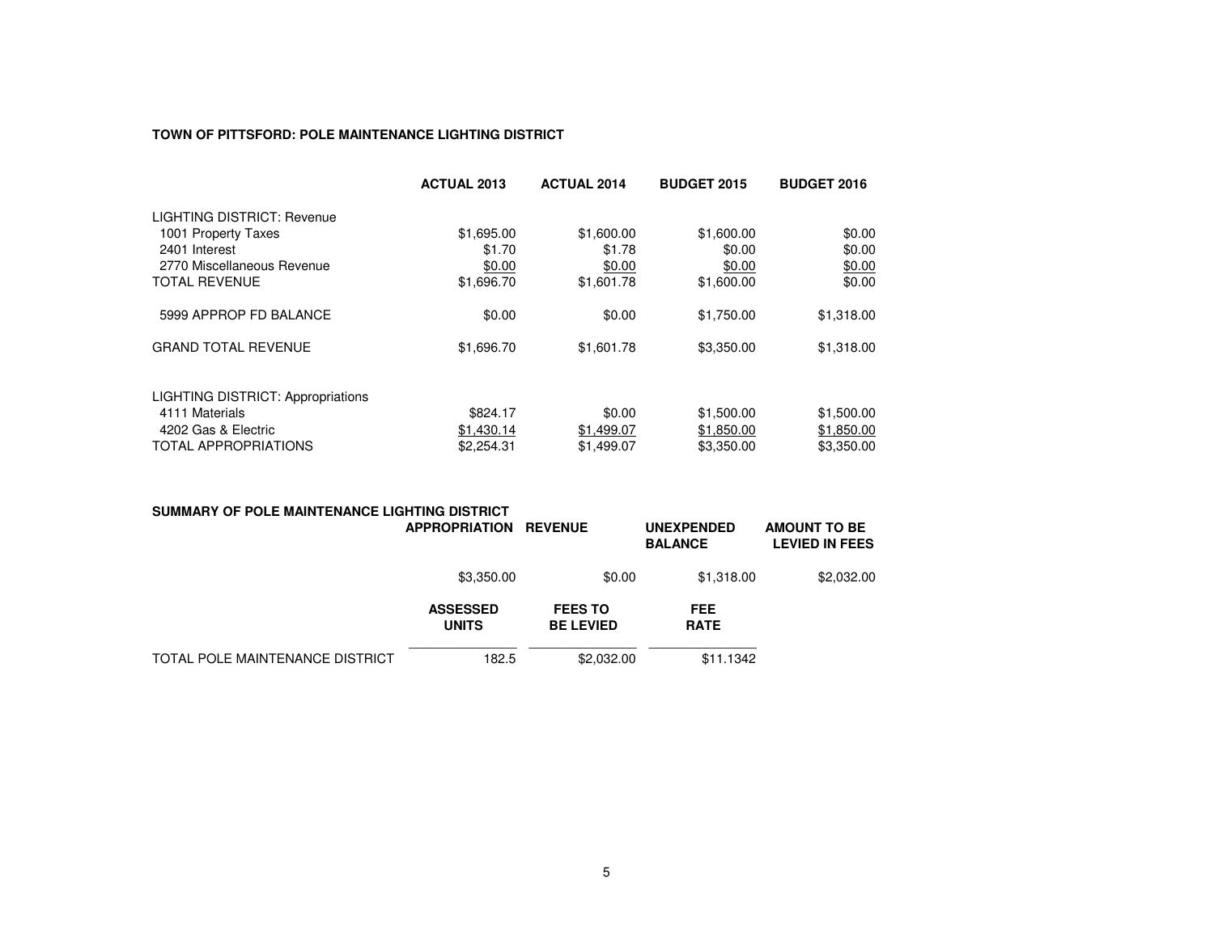**TOWN OF PITTSFORD: POLE MAINTENANCE LIGHTING DISTRICT**

| | ACTUAL 2013 | ACTUAL 2014 | BUDGET 2015 | BUDGET 2016 |
|---|---|---|---|---|
| LIGHTING DISTRICT: Revenue | | | | |
| 1001 Property Taxes | $1,695.00 | $1,600.00 | $1,600.00 | $0.00 |
| 2401 Interest | $1.70 | $1.78 | $0.00 | $0.00 |
| 2770 Miscellaneous Revenue | $0.00 | $0.00 | $0.00 | $0.00 |
| TOTAL REVENUE | $1,696.70 | $1,601.78 | $1,600.00 | $0.00 |
| 5999 APPROP FD BALANCE | $0.00 | $0.00 | $1,750.00 | $1,318.00 |
| GRAND TOTAL REVENUE | $1,696.70 | $1,601.78 | $3,350.00 | $1,318.00 |
| LIGHTING DISTRICT: Appropriations | | | | |
| 4111 Materials | $824.17 | $0.00 | $1,500.00 | $1,500.00 |
| 4202 Gas & Electric | $1,430.14 | $1,499.07 | $1,850.00 | $1,850.00 |
| TOTAL APPROPRIATIONS | $2,254.31 | $1,499.07 | $3,350.00 | $3,350.00 |

**SUMMARY OF POLE MAINTENANCE LIGHTING DISTRICT**

| | APPROPRIATION | REVENUE | UNEXPENDED BALANCE | AMOUNT TO BE LEVIED IN FEES |
|---|---|---|---|---|
| | $3,350.00 | $0.00 | $1,318.00 | $2,032.00 |

| | ASSESSED UNITS | FEES TO BE LEVIED | FEE RATE |
|---|---|---|---|
| TOTAL POLE MAINTENANCE DISTRICT | 182.5 | $2,032.00 | $11.1342 |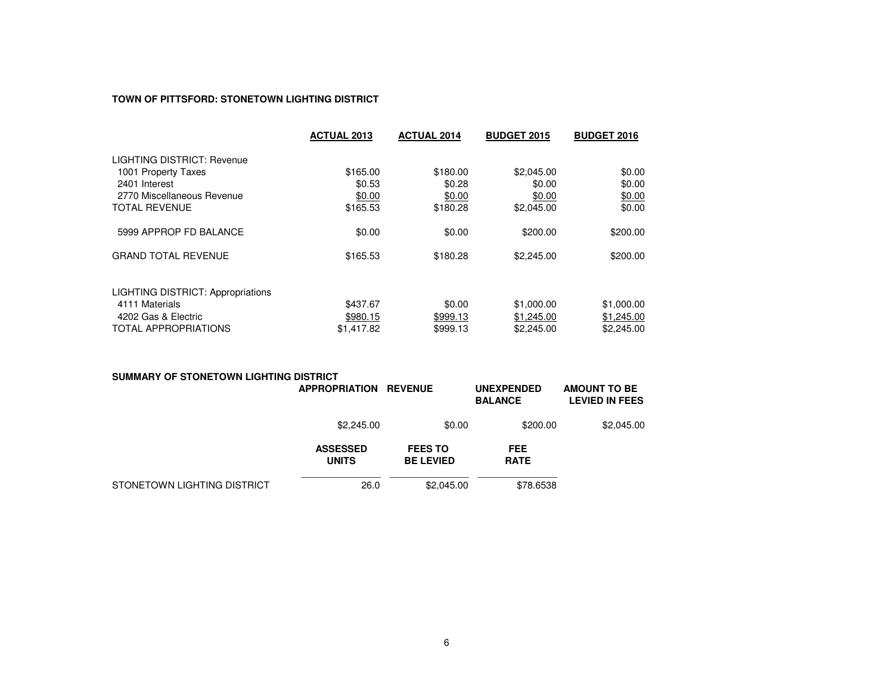**TOWN OF PITTSFORD: STONETOWN LIGHTING DISTRICT**

| | ACTUAL 2013 | ACTUAL 2014 | BUDGET 2015 | BUDGET 2016 |
|---|---|---|---|---|
| LIGHTING DISTRICT: Revenue | | | | |
| 1001 Property Taxes | $165.00 | $180.00 | $2,045.00 | $0.00 |
| 2401 Interest | $0.53 | $0.28 | $0.00 | $0.00 |
| 2770 Miscellaneous Revenue | $0.00 | $0.00 | $0.00 | $0.00 |
| TOTAL REVENUE | $165.53 | $180.28 | $2,045.00 | $0.00 |
| 5999 APPROP FD BALANCE | $0.00 | $0.00 | $200.00 | $200.00 |
| GRAND TOTAL REVENUE | $165.53 | $180.28 | $2,245.00 | $200.00 |
| LIGHTING DISTRICT: Appropriations | | | | |
| 4111 Materials | $437.67 | $0.00 | $1,000.00 | $1,000.00 |
| 4202 Gas & Electric | $980.15 | $999.13 | $1,245.00 | $1,245.00 |
| TOTAL APPROPRIATIONS | $1,417.82 | $999.13 | $2,245.00 | $2,245.00 |

**SUMMARY OF STONETOWN LIGHTING DISTRICT**

| APPROPRIATION | REVENUE | UNEXPENDED BALANCE | AMOUNT TO BE LEVIED IN FEES |
|---|---|---|---|
| $2,245.00 | $0.00 | $200.00 | $2,045.00 |

| | ASSESSED UNITS | FEES TO BE LEVIED | FEE RATE |
|---|---|---|---|
| STONETOWN LIGHTING DISTRICT | 26.0 | $2,045.00 | $78.6538 |